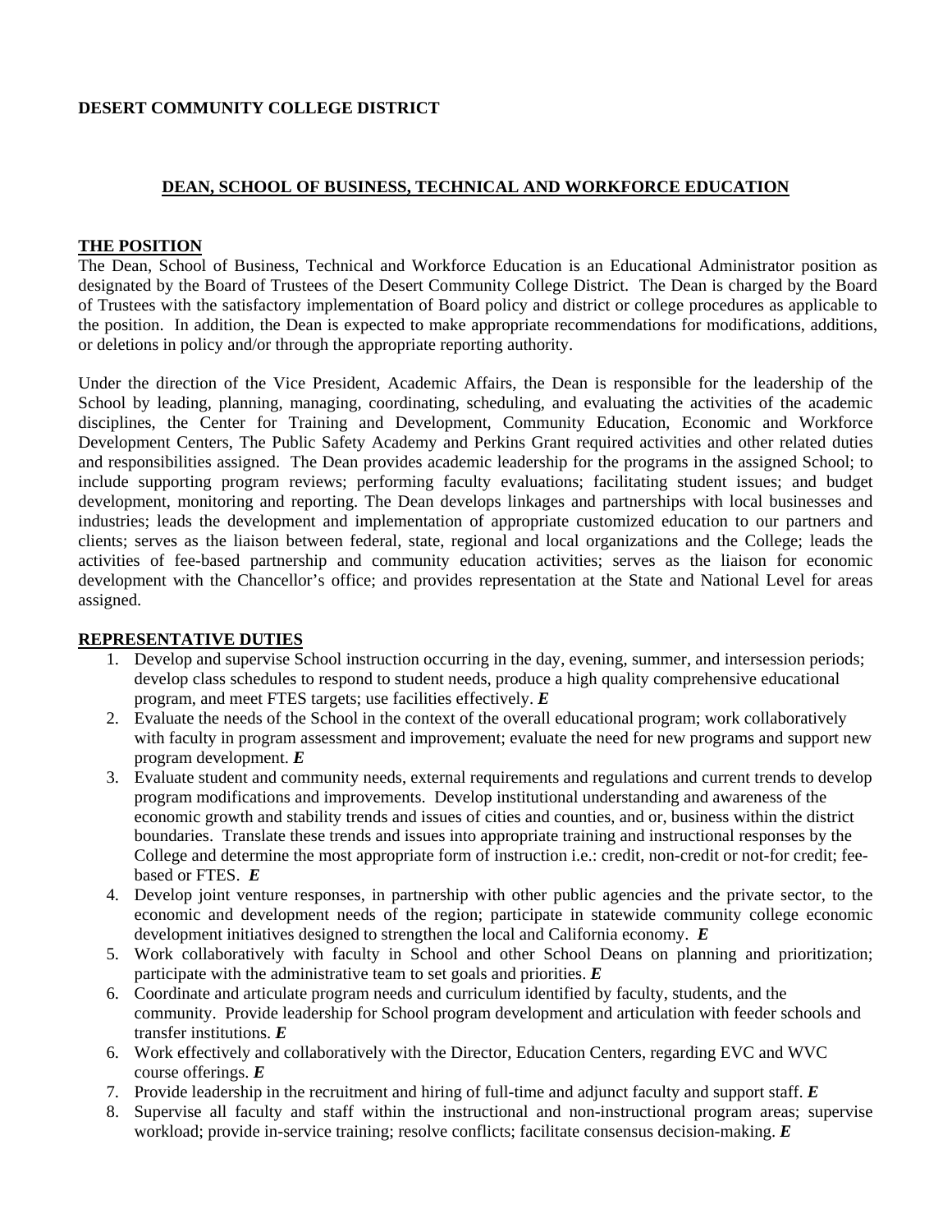**DESERT COMMUNITY COLLEGE DISTRICT**

## DEAN, SCHOOL OF BUSINESS, TECHNICAL AND WORKFORCE EDUCATION

### THE POSITION

The Dean, School of Business, Technical and Workforce Education is an Educational Administrator position as designated by the Board of Trustees of the Desert Community College District. The Dean is charged by the Board of Trustees with the satisfactory implementation of Board policy and district or college procedures as applicable to the position. In addition, the Dean is expected to make appropriate recommendations for modifications, additions, or deletions in policy and/or through the appropriate reporting authority.

Under the direction of the Vice President, Academic Affairs, the Dean is responsible for the leadership of the School by leading, planning, managing, coordinating, scheduling, and evaluating the activities of the academic disciplines, the Center for Training and Development, Community Education, Economic and Workforce Development Centers, The Public Safety Academy and Perkins Grant required activities and other related duties and responsibilities assigned. The Dean provides academic leadership for the programs in the assigned School; to include supporting program reviews; performing faculty evaluations; facilitating student issues; and budget development, monitoring and reporting. The Dean develops linkages and partnerships with local businesses and industries; leads the development and implementation of appropriate customized education to our partners and clients; serves as the liaison between federal, state, regional and local organizations and the College; leads the activities of fee-based partnership and community education activities; serves as the liaison for economic development with the Chancellor's office; and provides representation at the State and National Level for areas assigned.

### REPRESENTATIVE DUTIES

1. Develop and supervise School instruction occurring in the day, evening, summer, and intersession periods; develop class schedules to respond to student needs, produce a high quality comprehensive educational program, and meet FTES targets; use facilities effectively. ***E***
2. Evaluate the needs of the School in the context of the overall educational program; work collaboratively with faculty in program assessment and improvement; evaluate the need for new programs and support new program development. ***E***
3. Evaluate student and community needs, external requirements and regulations and current trends to develop program modifications and improvements. Develop institutional understanding and awareness of the economic growth and stability trends and issues of cities and counties, and or, business within the district boundaries. Translate these trends and issues into appropriate training and instructional responses by the College and determine the most appropriate form of instruction i.e.: credit, non-credit or not-for credit; fee-based or FTES. ***E***
4. Develop joint venture responses, in partnership with other public agencies and the private sector, to the economic and development needs of the region; participate in statewide community college economic development initiatives designed to strengthen the local and California economy. ***E***
5. Work collaboratively with faculty in School and other School Deans on planning and prioritization; participate with the administrative team to set goals and priorities. ***E***
6. Coordinate and articulate program needs and curriculum identified by faculty, students, and the community. Provide leadership for School program development and articulation with feeder schools and transfer institutions. ***E***
6. Work effectively and collaboratively with the Director, Education Centers, regarding EVC and WVC course offerings. ***E***
7. Provide leadership in the recruitment and hiring of full-time and adjunct faculty and support staff. ***E***
8. Supervise all faculty and staff within the instructional and non-instructional program areas; supervise workload; provide in-service training; resolve conflicts; facilitate consensus decision-making. ***E***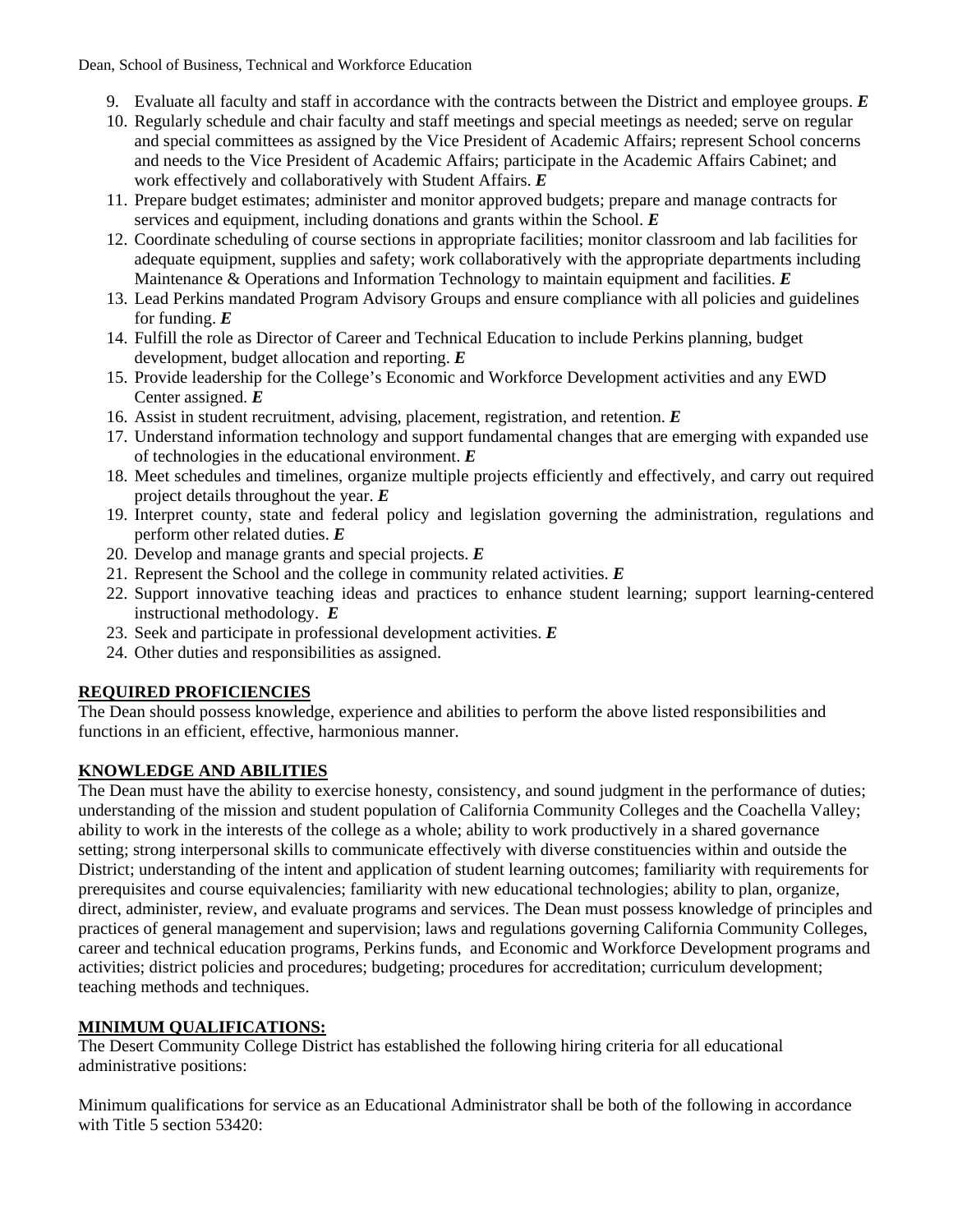9. Evaluate all faculty and staff in accordance with the contracts between the District and employee groups. ***E***
10. Regularly schedule and chair faculty and staff meetings and special meetings as needed; serve on regular and special committees as assigned by the Vice President of Academic Affairs; represent School concerns and needs to the Vice President of Academic Affairs; participate in the Academic Affairs Cabinet; and work effectively and collaboratively with Student Affairs. ***E***
11. Prepare budget estimates; administer and monitor approved budgets; prepare and manage contracts for services and equipment, including donations and grants within the School. ***E***
12. Coordinate scheduling of course sections in appropriate facilities; monitor classroom and lab facilities for adequate equipment, supplies and safety; work collaboratively with the appropriate departments including Maintenance & Operations and Information Technology to maintain equipment and facilities. ***E***
13. Lead Perkins mandated Program Advisory Groups and ensure compliance with all policies and guidelines for funding. ***E***
14. Fulfill the role as Director of Career and Technical Education to include Perkins planning, budget development, budget allocation and reporting. ***E***
15. Provide leadership for the College's Economic and Workforce Development activities and any EWD Center assigned. ***E***
16. Assist in student recruitment, advising, placement, registration, and retention. ***E***
17. Understand information technology and support fundamental changes that are emerging with expanded use of technologies in the educational environment. ***E***
18. Meet schedules and timelines, organize multiple projects efficiently and effectively, and carry out required project details throughout the year. ***E***
19. Interpret county, state and federal policy and legislation governing the administration, regulations and perform other related duties. ***E***
20. Develop and manage grants and special projects. ***E***
21. Represent the School and the college in community related activities. ***E***
22. Support innovative teaching ideas and practices to enhance student learning; support learning-centered instructional methodology. ***E***
23. Seek and participate in professional development activities. ***E***
24. Other duties and responsibilities as assigned.

## REQUIRED PROFICIENCIES

The Dean should possess knowledge, experience and abilities to perform the above listed responsibilities and functions in an efficient, effective, harmonious manner.

## KNOWLEDGE AND ABILITIES

The Dean must have the ability to exercise honesty, consistency, and sound judgment in the performance of duties; understanding of the mission and student population of California Community Colleges and the Coachella Valley; ability to work in the interests of the college as a whole; ability to work productively in a shared governance setting; strong interpersonal skills to communicate effectively with diverse constituencies within and outside the District; understanding of the intent and application of student learning outcomes; familiarity with requirements for prerequisites and course equivalencies; familiarity with new educational technologies; ability to plan, organize, direct, administer, review, and evaluate programs and services. The Dean must possess knowledge of principles and practices of general management and supervision; laws and regulations governing California Community Colleges, career and technical education programs, Perkins funds, and Economic and Workforce Development programs and activities; district policies and procedures; budgeting; procedures for accreditation; curriculum development; teaching methods and techniques.

## MINIMUM QUALIFICATIONS:

The Desert Community College District has established the following hiring criteria for all educational administrative positions:

Minimum qualifications for service as an Educational Administrator shall be both of the following in accordance with Title 5 section 53420: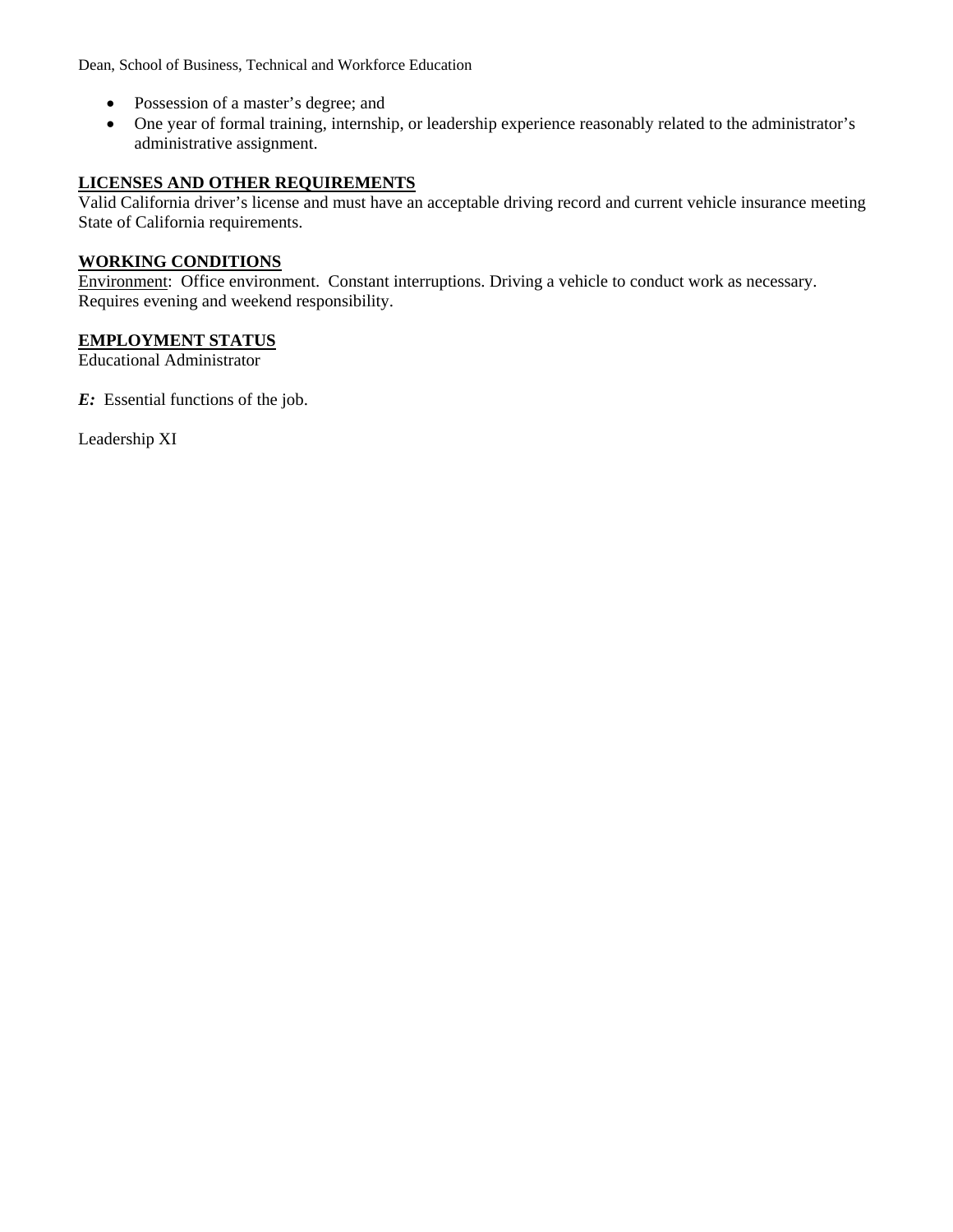- Possession of a master's degree; and
- One year of formal training, internship, or leadership experience reasonably related to the administrator's administrative assignment.

## LICENSES AND OTHER REQUIREMENTS

Valid California driver's license and must have an acceptable driving record and current vehicle insurance meeting State of California requirements.

## WORKING CONDITIONS

Environment: Office environment. Constant interruptions. Driving a vehicle to conduct work as necessary. Requires evening and weekend responsibility.

## EMPLOYMENT STATUS

Educational Administrator

***E:*** Essential functions of the job.

Leadership XI